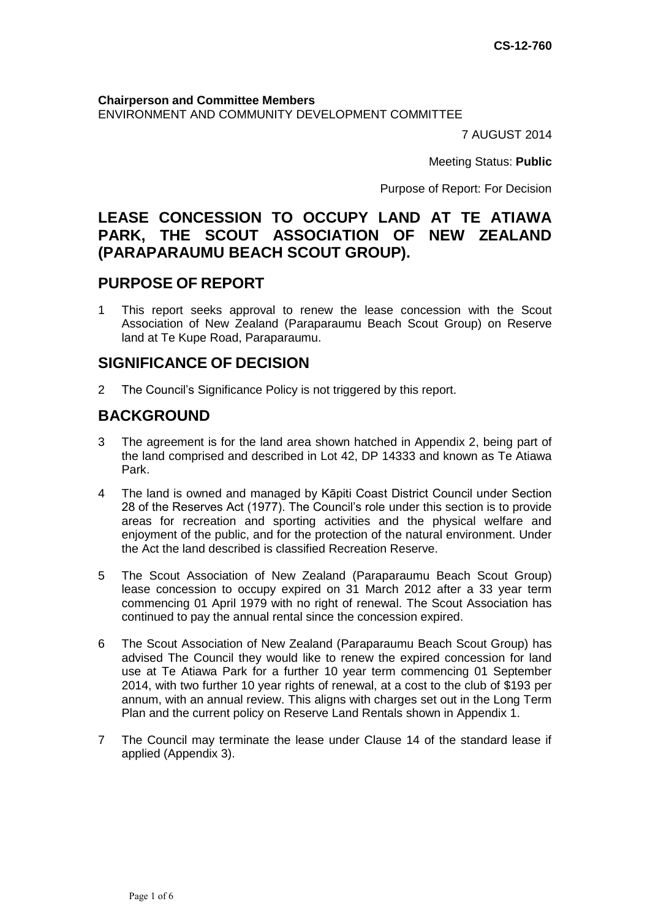CS-12-760

**Chairperson and Committee Members**
ENVIRONMENT AND COMMUNITY DEVELOPMENT COMMITTEE

7 AUGUST 2014

Meeting Status: **Public**

Purpose of Report: For Decision

# LEASE CONCESSION TO OCCUPY LAND AT TE ATIAWA PARK, THE SCOUT ASSOCIATION OF NEW ZEALAND (PARAPARAUMU BEACH SCOUT GROUP).

## PURPOSE OF REPORT

1 This report seeks approval to renew the lease concession with the Scout Association of New Zealand (Paraparaumu Beach Scout Group) on Reserve land at Te Kupe Road, Paraparaumu.

## SIGNIFICANCE OF DECISION

2 The Council's Significance Policy is not triggered by this report.

## BACKGROUND

3 The agreement is for the land area shown hatched in Appendix 2, being part of the land comprised and described in Lot 42, DP 14333 and known as Te Atiawa Park.

4 The land is owned and managed by Kāpiti Coast District Council under Section 28 of the Reserves Act (1977). The Council's role under this section is to provide areas for recreation and sporting activities and the physical welfare and enjoyment of the public, and for the protection of the natural environment. Under the Act the land described is classified Recreation Reserve.

5 The Scout Association of New Zealand (Paraparaumu Beach Scout Group) lease concession to occupy expired on 31 March 2012 after a 33 year term commencing 01 April 1979 with no right of renewal. The Scout Association has continued to pay the annual rental since the concession expired.

6 The Scout Association of New Zealand (Paraparaumu Beach Scout Group) has advised The Council they would like to renew the expired concession for land use at Te Atiawa Park for a further 10 year term commencing 01 September 2014, with two further 10 year rights of renewal, at a cost to the club of $193 per annum, with an annual review. This aligns with charges set out in the Long Term Plan and the current policy on Reserve Land Rentals shown in Appendix 1.

7 The Council may terminate the lease under Clause 14 of the standard lease if applied (Appendix 3).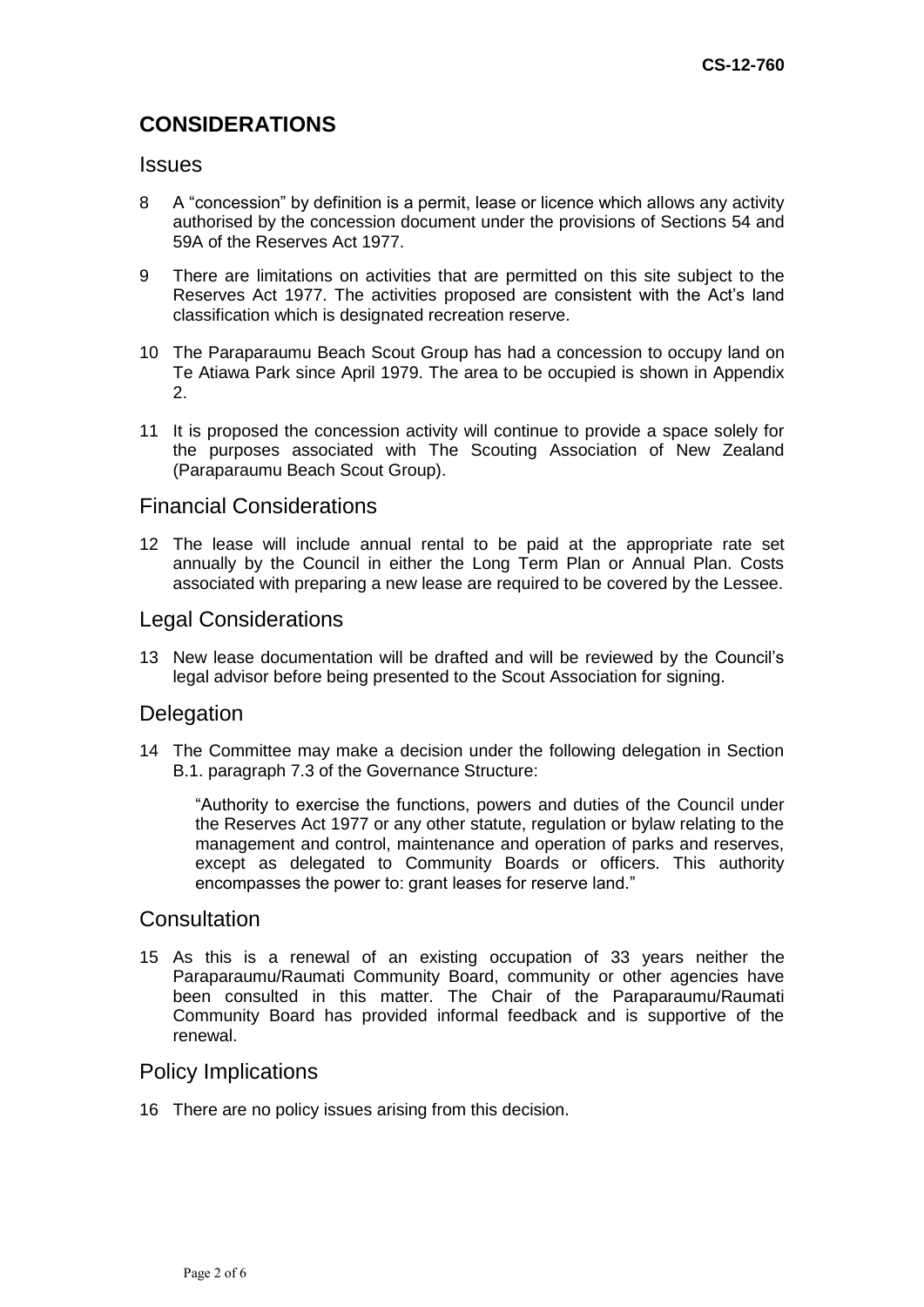## CONSIDERATIONS

### Issues

8 A "concession" by definition is a permit, lease or licence which allows any activity authorised by the concession document under the provisions of Sections 54 and 59A of the Reserves Act 1977.

9 There are limitations on activities that are permitted on this site subject to the Reserves Act 1977. The activities proposed are consistent with the Act's land classification which is designated recreation reserve.

10 The Paraparaumu Beach Scout Group has had a concession to occupy land on Te Atiawa Park since April 1979. The area to be occupied is shown in Appendix 2.

11 It is proposed the concession activity will continue to provide a space solely for the purposes associated with The Scouting Association of New Zealand (Paraparaumu Beach Scout Group).

### Financial Considerations

12 The lease will include annual rental to be paid at the appropriate rate set annually by the Council in either the Long Term Plan or Annual Plan. Costs associated with preparing a new lease are required to be covered by the Lessee.

### Legal Considerations

13 New lease documentation will be drafted and will be reviewed by the Council's legal advisor before being presented to the Scout Association for signing.

### Delegation

14 The Committee may make a decision under the following delegation in Section B.1. paragraph 7.3 of the Governance Structure:

> "Authority to exercise the functions, powers and duties of the Council under the Reserves Act 1977 or any other statute, regulation or bylaw relating to the management and control, maintenance and operation of parks and reserves, except as delegated to Community Boards or officers. This authority encompasses the power to: grant leases for reserve land."

### Consultation

15 As this is a renewal of an existing occupation of 33 years neither the Paraparaumu/Raumati Community Board, community or other agencies have been consulted in this matter. The Chair of the Paraparaumu/Raumati Community Board has provided informal feedback and is supportive of the renewal.

### Policy Implications

16 There are no policy issues arising from this decision.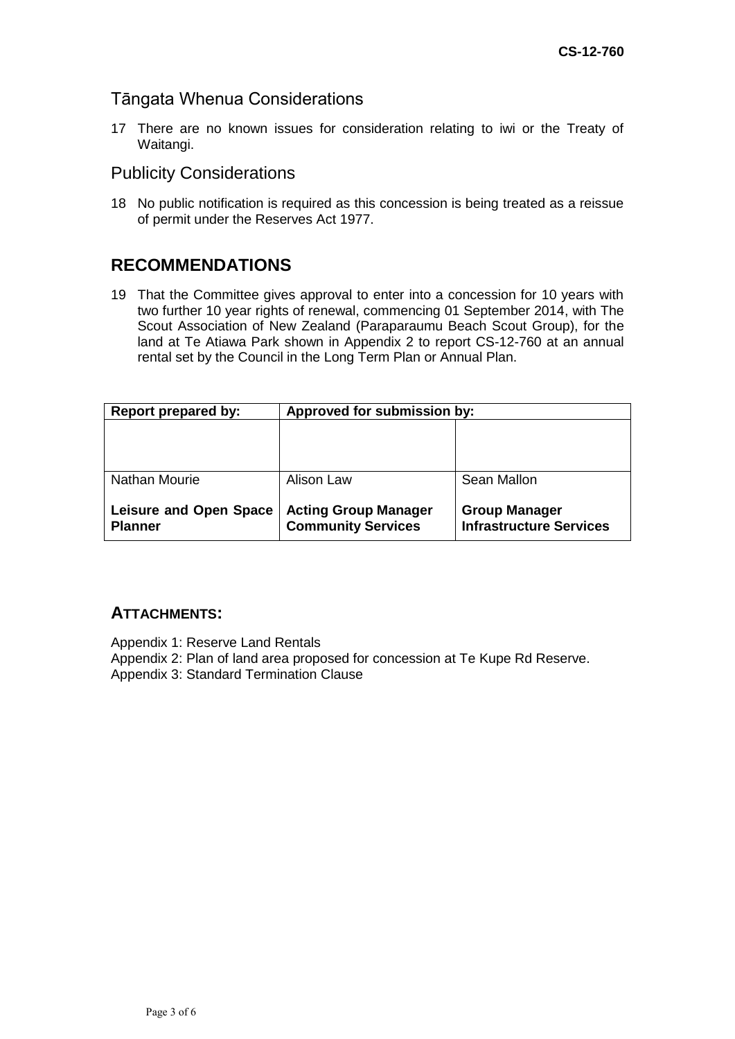## Tāngata Whenua Considerations

17 There are no known issues for consideration relating to iwi or the Treaty of Waitangi.

## Publicity Considerations

18 No public notification is required as this concession is being treated as a reissue of permit under the Reserves Act 1977.

# RECOMMENDATIONS

19 That the Committee gives approval to enter into a concession for 10 years with two further 10 year rights of renewal, commencing 01 September 2014, with The Scout Association of New Zealand (Paraparaumu Beach Scout Group), for the land at Te Atiawa Park shown in Appendix 2 to report CS-12-760 at an annual rental set by the Council in the Long Term Plan or Annual Plan.

| Report prepared by: | Approved for submission by: | |
|---|---|---|
| | | |
| Nathan Mourie | Alison Law | Sean Mallon |
| **Leisure and Open Space Planner** | **Acting Group Manager Community Services** | **Group Manager Infrastructure Services** |

## ATTACHMENTS:

Appendix 1: Reserve Land Rentals
Appendix 2: Plan of land area proposed for concession at Te Kupe Rd Reserve.
Appendix 3: Standard Termination Clause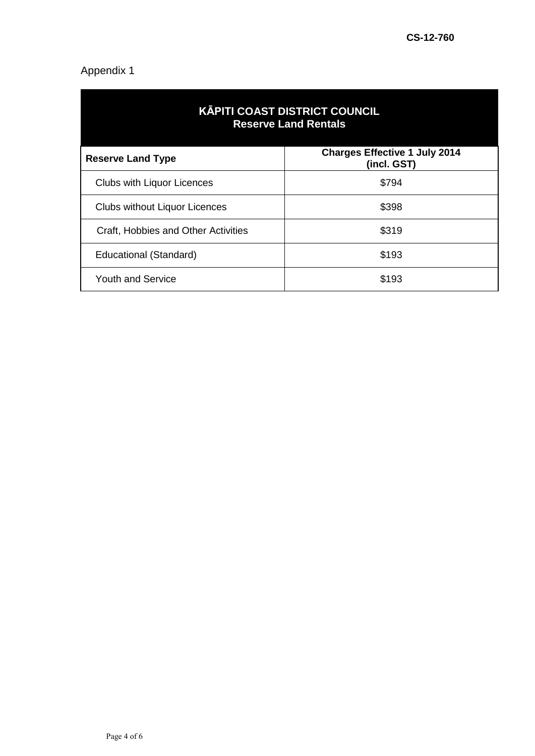Appendix 1

| KĀPITI COAST DISTRICT COUNCIL<br>Reserve Land Rentals | |
|---|---|
| **Reserve Land Type** | **Charges Effective 1 July 2014 (incl. GST)** |
| Clubs with Liquor Licences | $794 |
| Clubs without Liquor Licences | $398 |
| Craft, Hobbies and Other Activities | $319 |
| Educational (Standard) | $193 |
| Youth and Service | $193 |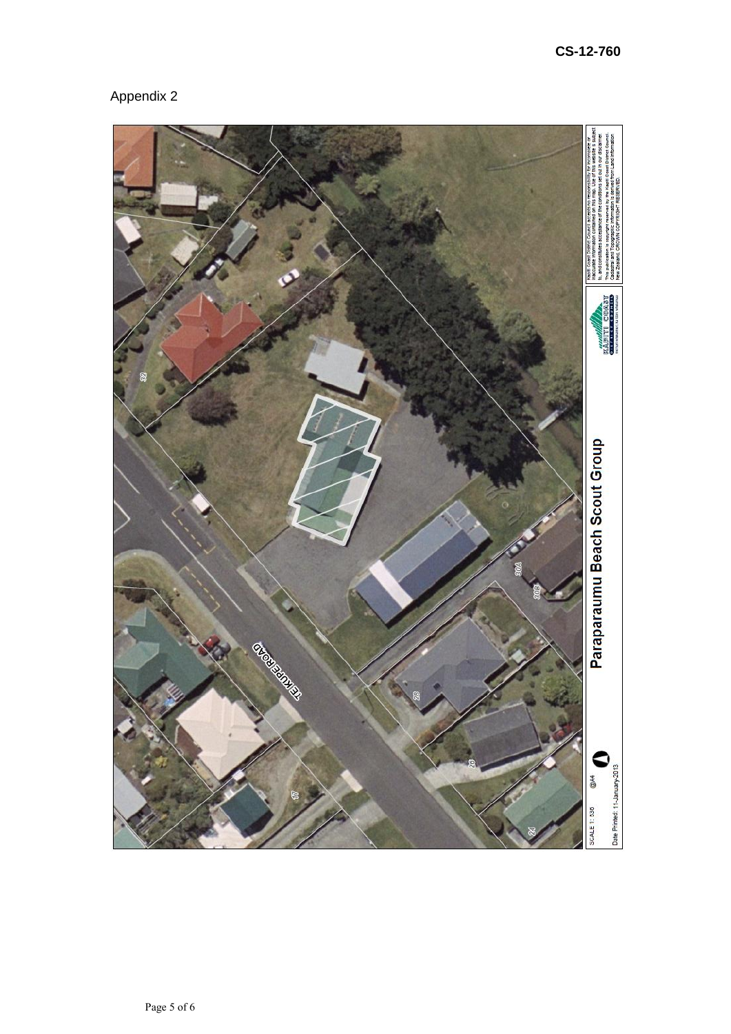CS-12-760

Appendix 2

Paraparaumu Beach Scout Group

TE KUPE ROAD

SCALE 1: 536 @A4

Date Printed: 11-January-2013

Kapiti Coast District Council accepts no responsibility for incomplete or inaccurate information contained on this map. Use of this website is subject to, and constitutes acceptance of the conditions set out in our disclaimer. This publication is copyright reserved by the Kapiti Coast District Council. Cadastral and Topographic information is derived from Land Information New Zealand. CROWN COPYRIGHT RESERVED.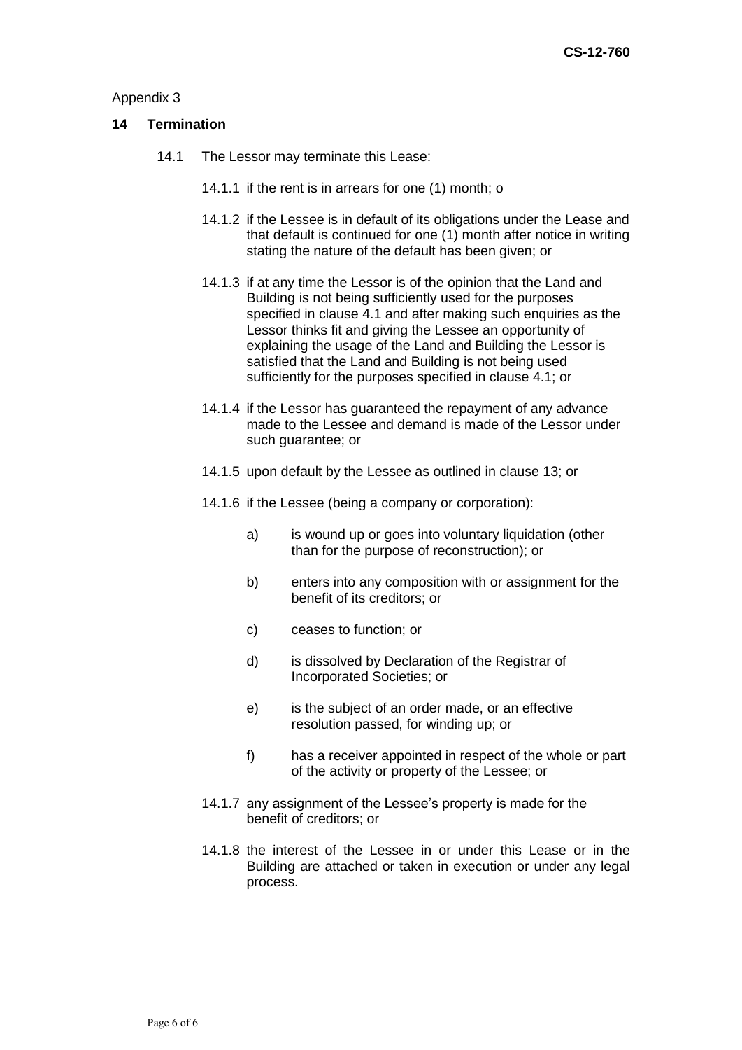Appendix 3

## 14 Termination

14.1 The Lessor may terminate this Lease:

14.1.1 if the rent is in arrears for one (1) month; o

14.1.2 if the Lessee is in default of its obligations under the Lease and that default is continued for one (1) month after notice in writing stating the nature of the default has been given; or

14.1.3 if at any time the Lessor is of the opinion that the Land and Building is not being sufficiently used for the purposes specified in clause 4.1 and after making such enquiries as the Lessor thinks fit and giving the Lessee an opportunity of explaining the usage of the Land and Building the Lessor is satisfied that the Land and Building is not being used sufficiently for the purposes specified in clause 4.1; or

14.1.4 if the Lessor has guaranteed the repayment of any advance made to the Lessee and demand is made of the Lessor under such guarantee; or

14.1.5 upon default by the Lessee as outlined in clause 13; or

14.1.6 if the Lessee (being a company or corporation):

a) is wound up or goes into voluntary liquidation (other than for the purpose of reconstruction); or

b) enters into any composition with or assignment for the benefit of its creditors; or

c) ceases to function; or

d) is dissolved by Declaration of the Registrar of Incorporated Societies; or

e) is the subject of an order made, or an effective resolution passed, for winding up; or

f) has a receiver appointed in respect of the whole or part of the activity or property of the Lessee; or

14.1.7 any assignment of the Lessee's property is made for the benefit of creditors; or

14.1.8 the interest of the Lessee in or under this Lease or in the Building are attached or taken in execution or under any legal process.